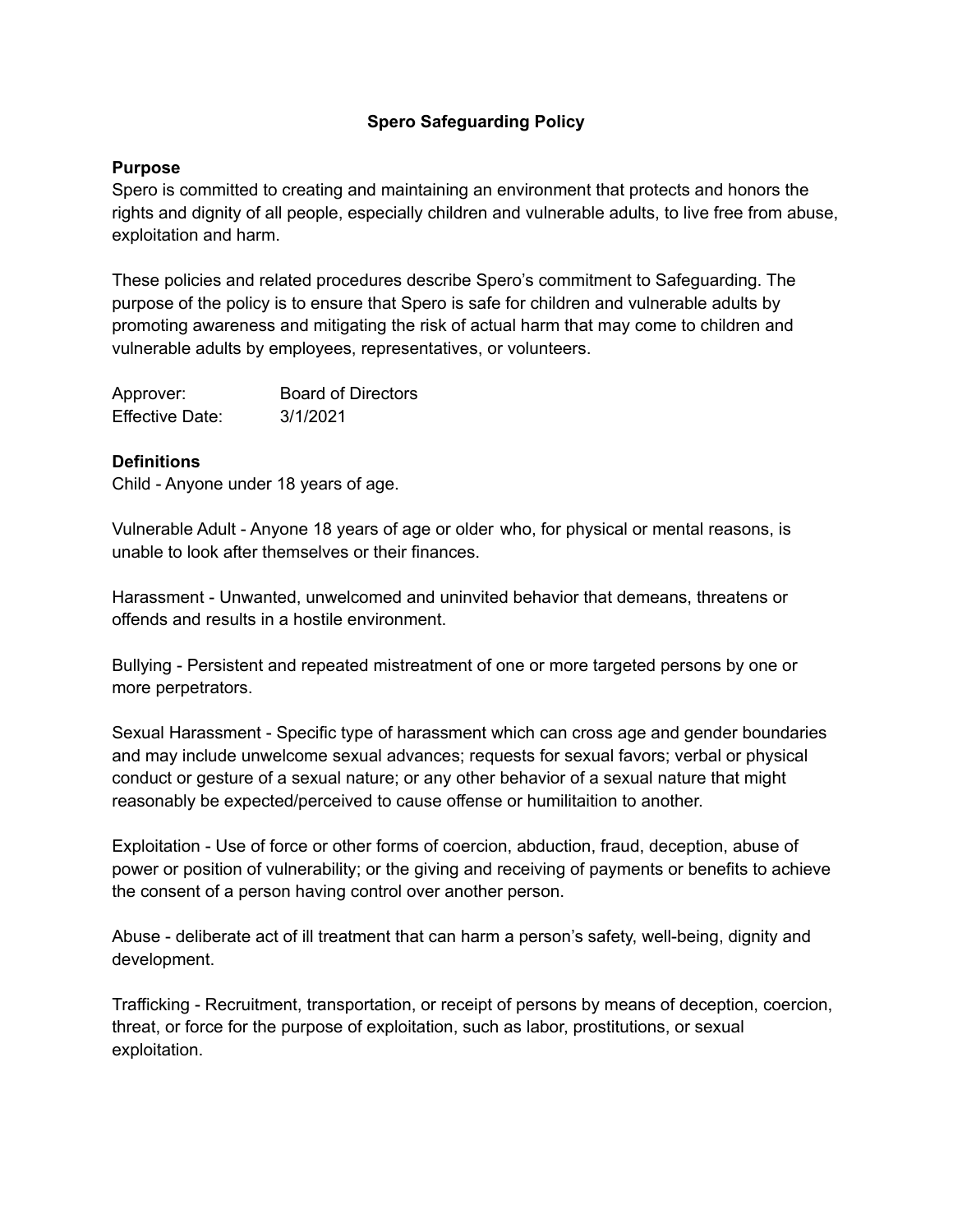# Spero Safeguarding Policy

## Purpose

Spero is committed to creating and maintaining an environment that protects and honors the rights and dignity of all people, especially children and vulnerable adults, to live free from abuse, exploitation and harm.

These policies and related procedures describe Spero's commitment to Safeguarding. The purpose of the policy is to ensure that Spero is safe for children and vulnerable adults by promoting awareness and mitigating the risk of actual harm that may come to children and vulnerable adults by employees, representatives, or volunteers.

| | |
|---|---|
| Approver: | Board of Directors |
| Effective Date: | 3/1/2021 |

## Definitions

Child - Anyone under 18 years of age.

Vulnerable Adult - Anyone 18 years of age or older who, for physical or mental reasons, is unable to look after themselves or their finances.

Harassment - Unwanted, unwelcomed and uninvited behavior that demeans, threatens or offends and results in a hostile environment.

Bullying - Persistent and repeated mistreatment of one or more targeted persons by one or more perpetrators.

Sexual Harassment - Specific type of harassment which can cross age and gender boundaries and may include unwelcome sexual advances; requests for sexual favors; verbal or physical conduct or gesture of a sexual nature; or any other behavior of a sexual nature that might reasonably be expected/perceived to cause offense or humilitaition to another.

Exploitation - Use of force or other forms of coercion, abduction, fraud, deception, abuse of power or position of vulnerability; or the giving and receiving of payments or benefits to achieve the consent of a person having control over another person.

Abuse - deliberate act of ill treatment that can harm a person's safety, well-being, dignity and development.

Trafficking - Recruitment, transportation, or receipt of persons by means of deception, coercion, threat, or force for the purpose of exploitation, such as labor, prostitutions, or sexual exploitation.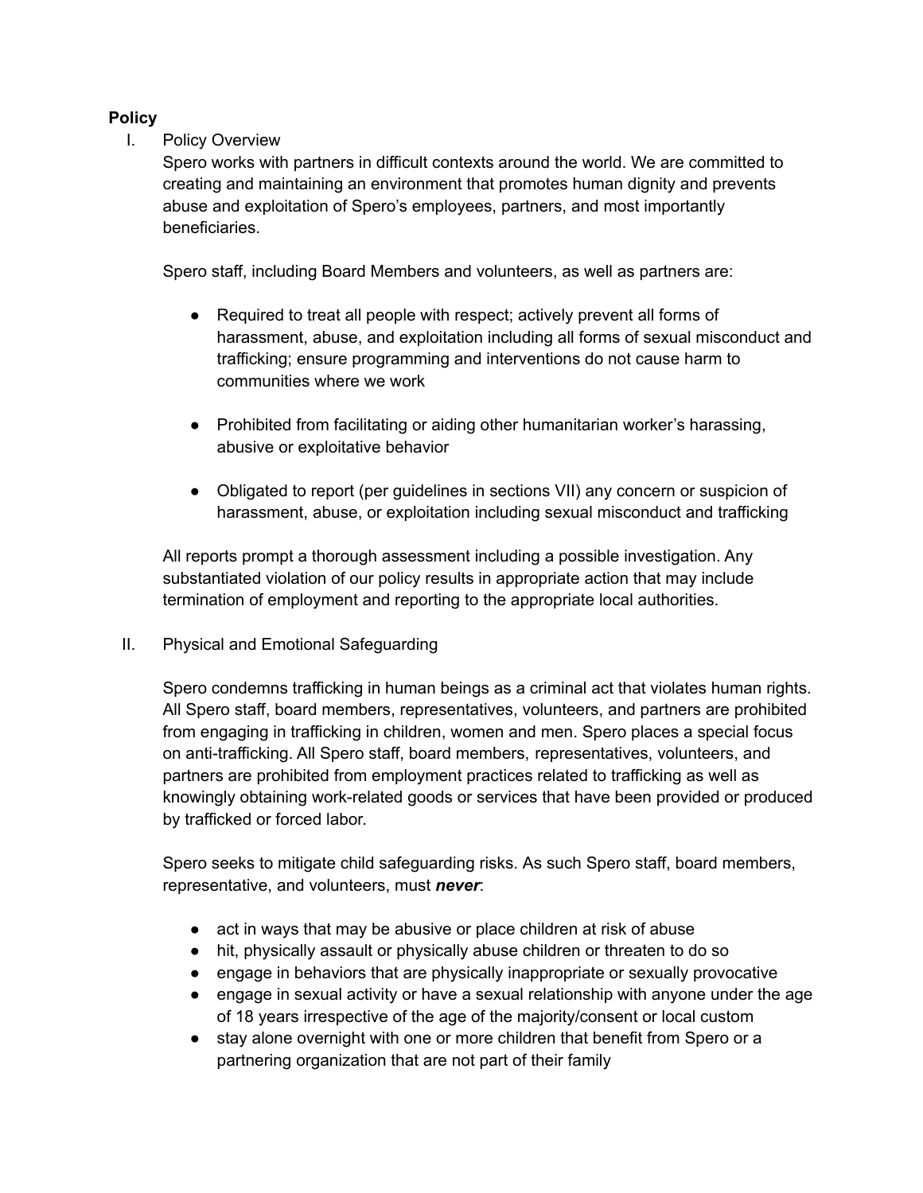**Policy**

I. Policy Overview

Spero works with partners in difficult contexts around the world. We are committed to creating and maintaining an environment that promotes human dignity and prevents abuse and exploitation of Spero's employees, partners, and most importantly beneficiaries.

Spero staff, including Board Members and volunteers, as well as partners are:

- Required to treat all people with respect; actively prevent all forms of harassment, abuse, and exploitation including all forms of sexual misconduct and trafficking; ensure programming and interventions do not cause harm to communities where we work

- Prohibited from facilitating or aiding other humanitarian worker's harassing, abusive or exploitative behavior

- Obligated to report (per guidelines in sections VII) any concern or suspicion of harassment, abuse, or exploitation including sexual misconduct and trafficking

All reports prompt a thorough assessment including a possible investigation. Any substantiated violation of our policy results in appropriate action that may include termination of employment and reporting to the appropriate local authorities.

II. Physical and Emotional Safeguarding

Spero condemns trafficking in human beings as a criminal act that violates human rights. All Spero staff, board members, representatives, volunteers, and partners are prohibited from engaging in trafficking in children, women and men. Spero places a special focus on anti-trafficking. All Spero staff, board members, representatives, volunteers, and partners are prohibited from employment practices related to trafficking as well as knowingly obtaining work-related goods or services that have been provided or produced by trafficked or forced labor.

Spero seeks to mitigate child safeguarding risks. As such Spero staff, board members, representative, and volunteers, must ***never***:

- act in ways that may be abusive or place children at risk of abuse
- hit, physically assault or physically abuse children or threaten to do so
- engage in behaviors that are physically inappropriate or sexually provocative
- engage in sexual activity or have a sexual relationship with anyone under the age of 18 years irrespective of the age of the majority/consent or local custom
- stay alone overnight with one or more children that benefit from Spero or a partnering organization that are not part of their family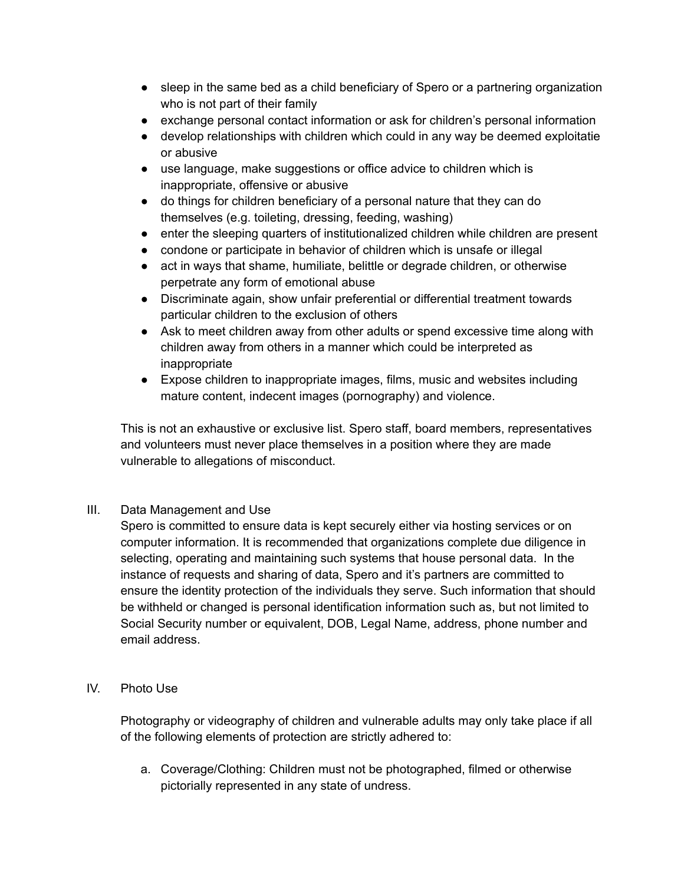- sleep in the same bed as a child beneficiary of Spero or a partnering organization who is not part of their family
- exchange personal contact information or ask for children's personal information
- develop relationships with children which could in any way be deemed exploitatie or abusive
- use language, make suggestions or office advice to children which is inappropriate, offensive or abusive
- do things for children beneficiary of a personal nature that they can do themselves (e.g. toileting, dressing, feeding, washing)
- enter the sleeping quarters of institutionalized children while children are present
- condone or participate in behavior of children which is unsafe or illegal
- act in ways that shame, humiliate, belittle or degrade children, or otherwise perpetrate any form of emotional abuse
- Discriminate again, show unfair preferential or differential treatment towards particular children to the exclusion of others
- Ask to meet children away from other adults or spend excessive time along with children away from others in a manner which could be interpreted as inappropriate
- Expose children to inappropriate images, films, music and websites including mature content, indecent images (pornography) and violence.

This is not an exhaustive or exclusive list. Spero staff, board members, representatives and volunteers must never place themselves in a position where they are made vulnerable to allegations of misconduct.

## III. Data Management and Use

Spero is committed to ensure data is kept securely either via hosting services or on computer information. It is recommended that organizations complete due diligence in selecting, operating and maintaining such systems that house personal data. In the instance of requests and sharing of data, Spero and it's partners are committed to ensure the identity protection of the individuals they serve. Such information that should be withheld or changed is personal identification information such as, but not limited to Social Security number or equivalent, DOB, Legal Name, address, phone number and email address.

## IV. Photo Use

Photography or videography of children and vulnerable adults may only take place if all of the following elements of protection are strictly adhered to:

a. Coverage/Clothing: Children must not be photographed, filmed or otherwise pictorially represented in any state of undress.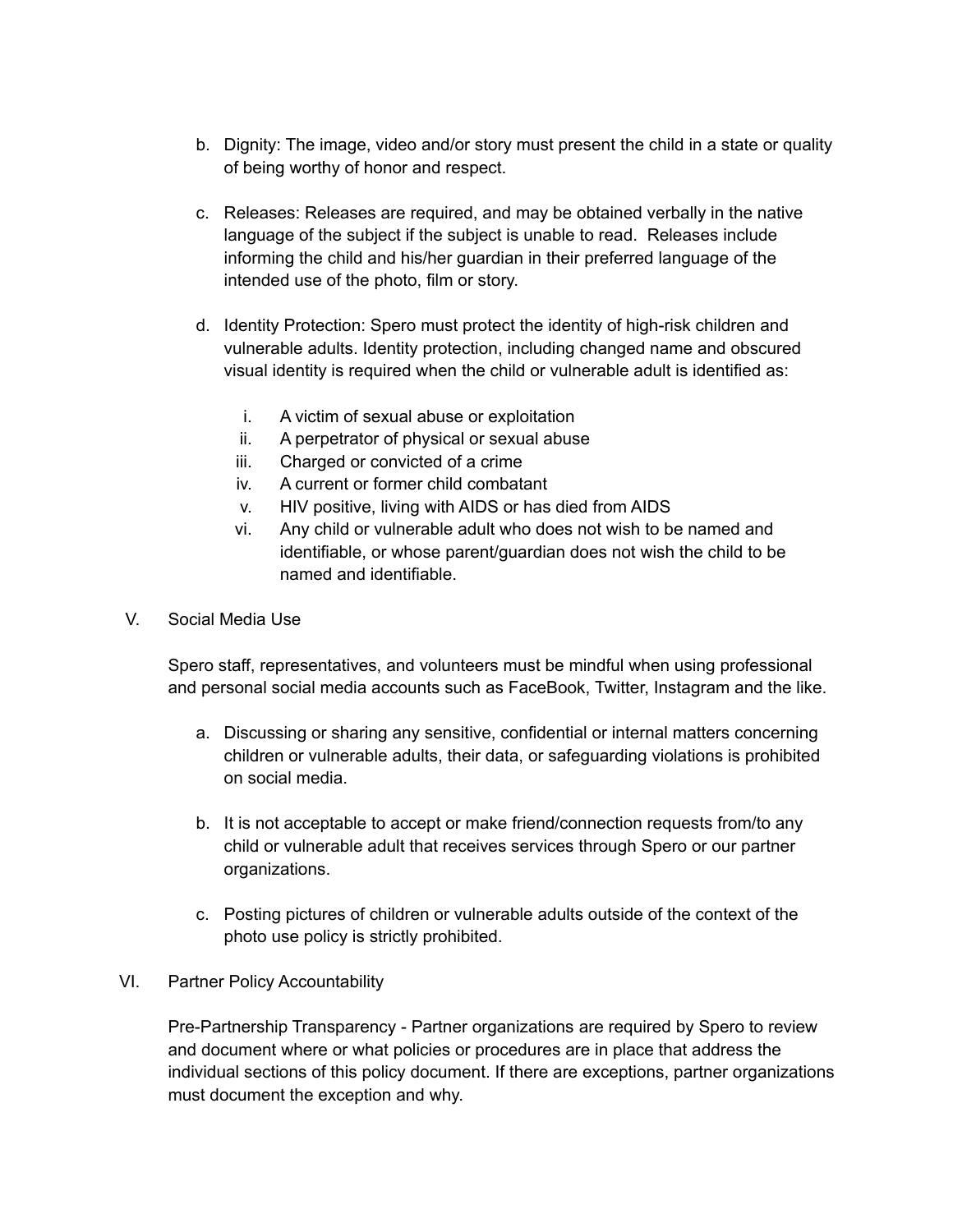b. Dignity: The image, video and/or story must present the child in a state or quality of being worthy of honor and respect.

c. Releases: Releases are required, and may be obtained verbally in the native language of the subject if the subject is unable to read. Releases include informing the child and his/her guardian in their preferred language of the intended use of the photo, film or story.

d. Identity Protection: Spero must protect the identity of high-risk children and vulnerable adults. Identity protection, including changed name and obscured visual identity is required when the child or vulnerable adult is identified as:

   i. A victim of sexual abuse or exploitation
   ii. A perpetrator of physical or sexual abuse
   iii. Charged or convicted of a crime
   iv. A current or former child combatant
   v. HIV positive, living with AIDS or has died from AIDS
   vi. Any child or vulnerable adult who does not wish to be named and identifiable, or whose parent/guardian does not wish the child to be named and identifiable.

## V. Social Media Use

Spero staff, representatives, and volunteers must be mindful when using professional and personal social media accounts such as FaceBook, Twitter, Instagram and the like.

a. Discussing or sharing any sensitive, confidential or internal matters concerning children or vulnerable adults, their data, or safeguarding violations is prohibited on social media.

b. It is not acceptable to accept or make friend/connection requests from/to any child or vulnerable adult that receives services through Spero or our partner organizations.

c. Posting pictures of children or vulnerable adults outside of the context of the photo use policy is strictly prohibited.

## VI. Partner Policy Accountability

Pre-Partnership Transparency - Partner organizations are required by Spero to review and document where or what policies or procedures are in place that address the individual sections of this policy document. If there are exceptions, partner organizations must document the exception and why.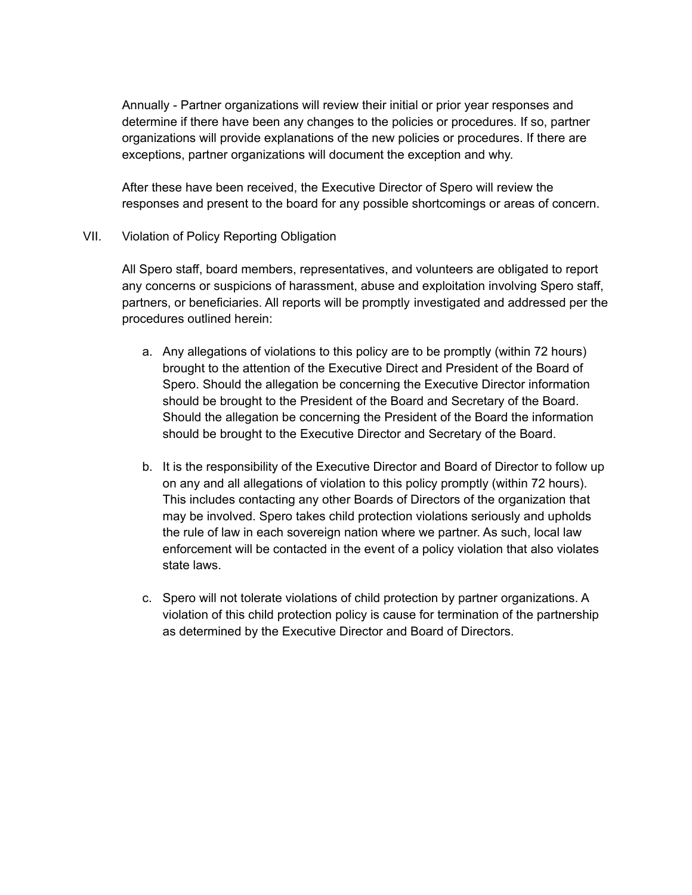Annually - Partner organizations will review their initial or prior year responses and determine if there have been any changes to the policies or procedures. If so, partner organizations will provide explanations of the new policies or procedures. If there are exceptions, partner organizations will document the exception and why.

After these have been received, the Executive Director of Spero will review the responses and present to the board for any possible shortcomings or areas of concern.

VII. Violation of Policy Reporting Obligation

All Spero staff, board members, representatives, and volunteers are obligated to report any concerns or suspicions of harassment, abuse and exploitation involving Spero staff, partners, or beneficiaries. All reports will be promptly investigated and addressed per the procedures outlined herein:

a. Any allegations of violations to this policy are to be promptly (within 72 hours) brought to the attention of the Executive Direct and President of the Board of Spero. Should the allegation be concerning the Executive Director information should be brought to the President of the Board and Secretary of the Board. Should the allegation be concerning the President of the Board the information should be brought to the Executive Director and Secretary of the Board.

b. It is the responsibility of the Executive Director and Board of Director to follow up on any and all allegations of violation to this policy promptly (within 72 hours). This includes contacting any other Boards of Directors of the organization that may be involved. Spero takes child protection violations seriously and upholds the rule of law in each sovereign nation where we partner. As such, local law enforcement will be contacted in the event of a policy violation that also violates state laws.

c. Spero will not tolerate violations of child protection by partner organizations. A violation of this child protection policy is cause for termination of the partnership as determined by the Executive Director and Board of Directors.